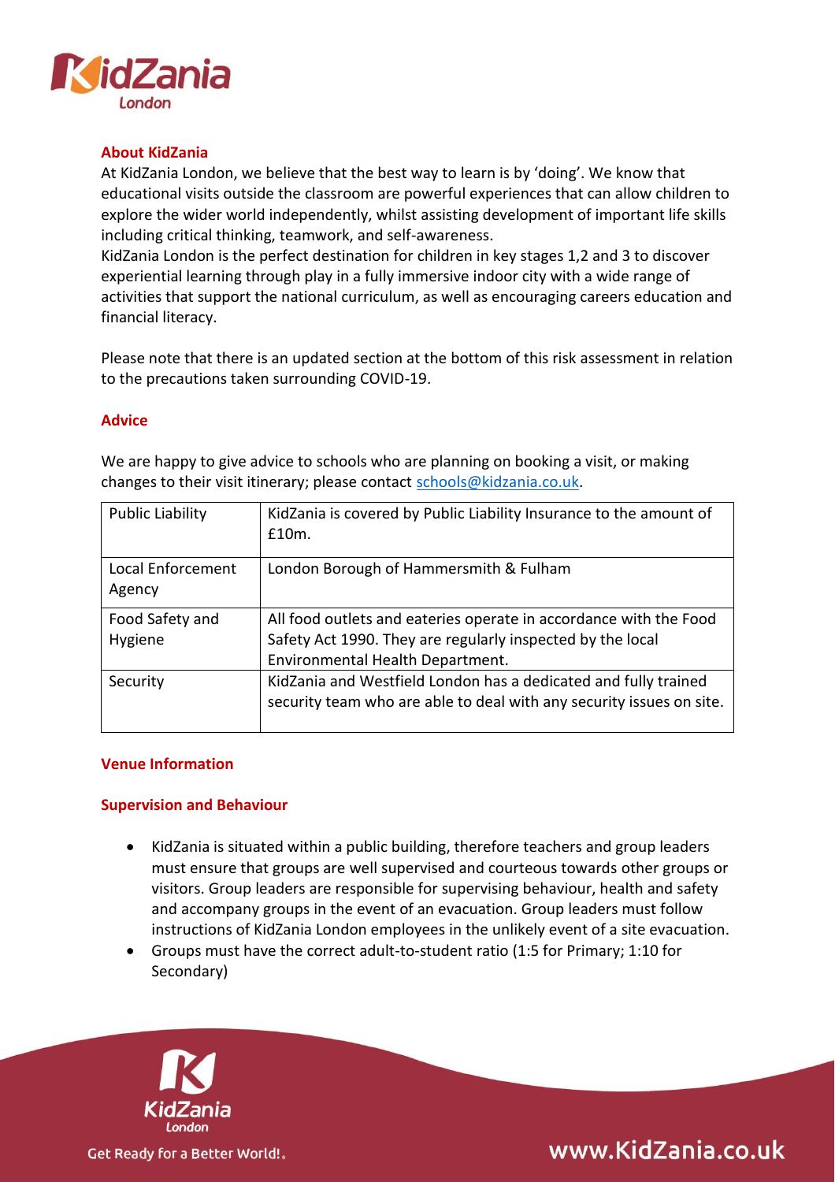## About KidZania

At KidZania London, we believe that the best way to learn is by 'doing'. We know that educational visits outside the classroom are powerful experiences that can allow children to explore the wider world independently, whilst assisting development of important life skills including critical thinking, teamwork, and self-awareness.

KidZania London is the perfect destination for children in key stages 1,2 and 3 to discover experiential learning through play in a fully immersive indoor city with a wide range of activities that support the national curriculum, as well as encouraging careers education and financial literacy.

Please note that there is an updated section at the bottom of this risk assessment in relation to the precautions taken surrounding COVID-19.

## Advice

We are happy to give advice to schools who are planning on booking a visit, or making changes to their visit itinerary; please contact schools@kidzania.co.uk.

| | |
|---|---|
| Public Liability | KidZania is covered by Public Liability Insurance to the amount of £10m. |
| Local Enforcement Agency | London Borough of Hammersmith & Fulham |
| Food Safety and Hygiene | All food outlets and eateries operate in accordance with the Food Safety Act 1990. They are regularly inspected by the local Environmental Health Department. |
| Security | KidZania and Westfield London has a dedicated and fully trained security team who are able to deal with any security issues on site. |

## Venue Information

### Supervision and Behaviour

- KidZania is situated within a public building, therefore teachers and group leaders must ensure that groups are well supervised and courteous towards other groups or visitors. Group leaders are responsible for supervising behaviour, health and safety and accompany groups in the event of an evacuation. Group leaders must follow instructions of KidZania London employees in the unlikely event of a site evacuation.
- Groups must have the correct adult-to-student ratio (1:5 for Primary; 1:10 for Secondary)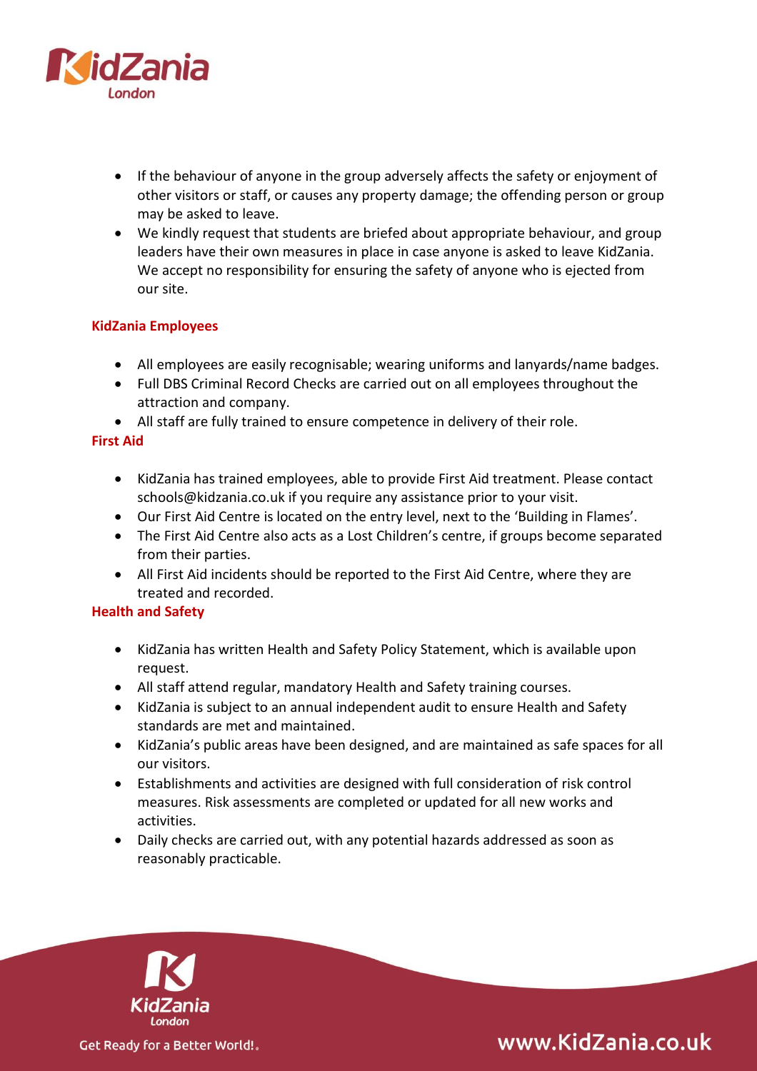- If the behaviour of anyone in the group adversely affects the safety or enjoyment of other visitors or staff, or causes any property damage; the offending person or group may be asked to leave.
- We kindly request that students are briefed about appropriate behaviour, and group leaders have their own measures in place in case anyone is asked to leave KidZania. We accept no responsibility for ensuring the safety of anyone who is ejected from our site.

## KidZania Employees

- All employees are easily recognisable; wearing uniforms and lanyards/name badges.
- Full DBS Criminal Record Checks are carried out on all employees throughout the attraction and company.
- All staff are fully trained to ensure competence in delivery of their role.

## First Aid

- KidZania has trained employees, able to provide First Aid treatment. Please contact schools@kidzania.co.uk if you require any assistance prior to your visit.
- Our First Aid Centre is located on the entry level, next to the 'Building in Flames'.
- The First Aid Centre also acts as a Lost Children's centre, if groups become separated from their parties.
- All First Aid incidents should be reported to the First Aid Centre, where they are treated and recorded.

## Health and Safety

- KidZania has written Health and Safety Policy Statement, which is available upon request.
- All staff attend regular, mandatory Health and Safety training courses.
- KidZania is subject to an annual independent audit to ensure Health and Safety standards are met and maintained.
- KidZania's public areas have been designed, and are maintained as safe spaces for all our visitors.
- Establishments and activities are designed with full consideration of risk control measures. Risk assessments are completed or updated for all new works and activities.
- Daily checks are carried out, with any potential hazards addressed as soon as reasonably practicable.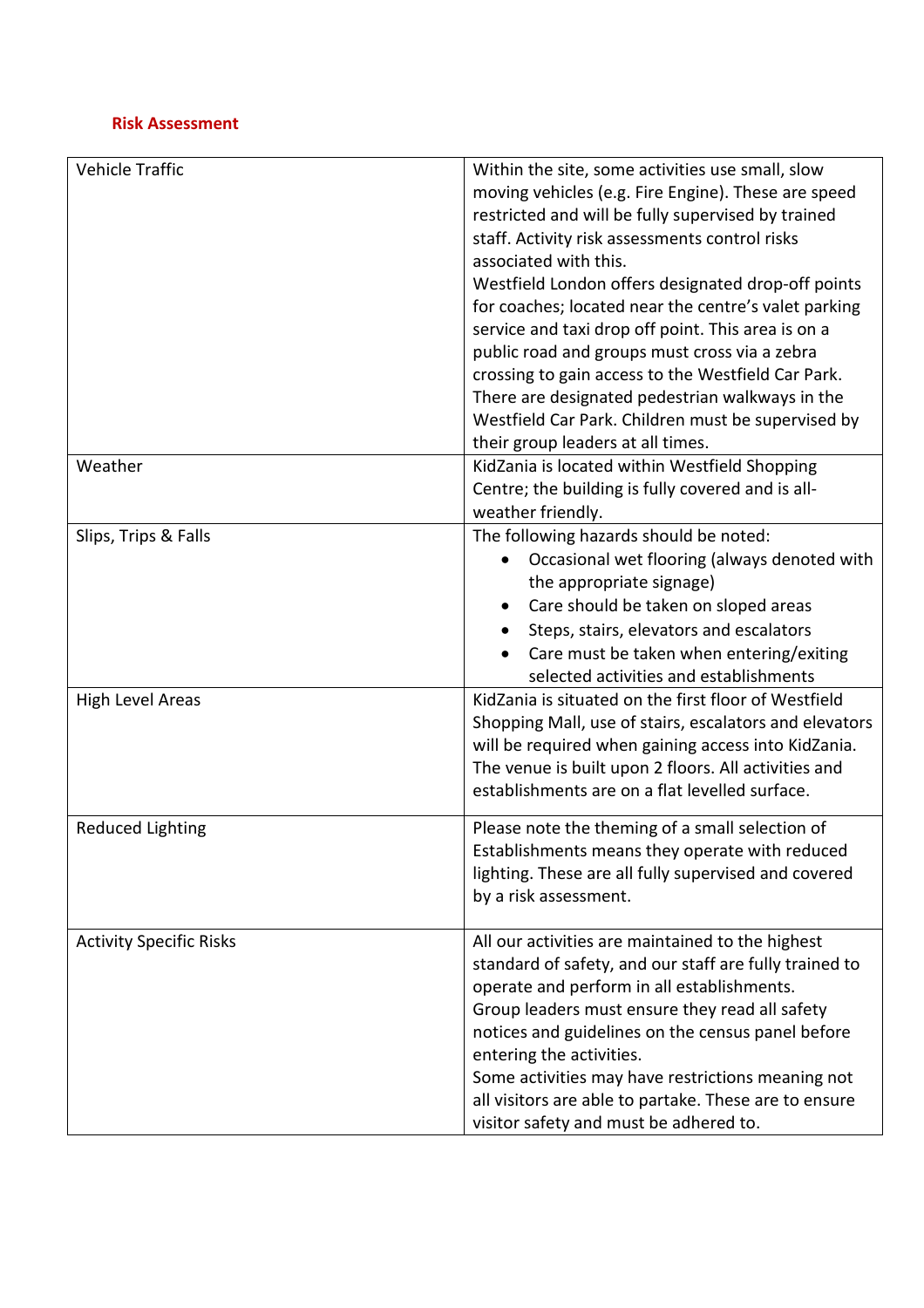**Risk Assessment**

| | |
|---|---|
| Vehicle Traffic | Within the site, some activities use small, slow moving vehicles (e.g. Fire Engine). These are speed restricted and will be fully supervised by trained staff. Activity risk assessments control risks associated with this.<br>Westfield London offers designated drop-off points for coaches; located near the centre's valet parking service and taxi drop off point. This area is on a public road and groups must cross via a zebra crossing to gain access to the Westfield Car Park. There are designated pedestrian walkways in the Westfield Car Park. Children must be supervised by their group leaders at all times. |
| Weather | KidZania is located within Westfield Shopping Centre; the building is fully covered and is all-weather friendly. |
| Slips, Trips & Falls | The following hazards should be noted:<br>• Occasional wet flooring (always denoted with the appropriate signage)<br>• Care should be taken on sloped areas<br>• Steps, stairs, elevators and escalators<br>• Care must be taken when entering/exiting selected activities and establishments |
| High Level Areas | KidZania is situated on the first floor of Westfield Shopping Mall, use of stairs, escalators and elevators will be required when gaining access into KidZania. The venue is built upon 2 floors. All activities and establishments are on a flat levelled surface. |
| Reduced Lighting | Please note the theming of a small selection of Establishments means they operate with reduced lighting. These are all fully supervised and covered by a risk assessment. |
| Activity Specific Risks | All our activities are maintained to the highest standard of safety, and our staff are fully trained to operate and perform in all establishments.<br>Group leaders must ensure they read all safety notices and guidelines on the census panel before entering the activities.<br>Some activities may have restrictions meaning not all visitors are able to partake. These are to ensure visitor safety and must be adhered to. |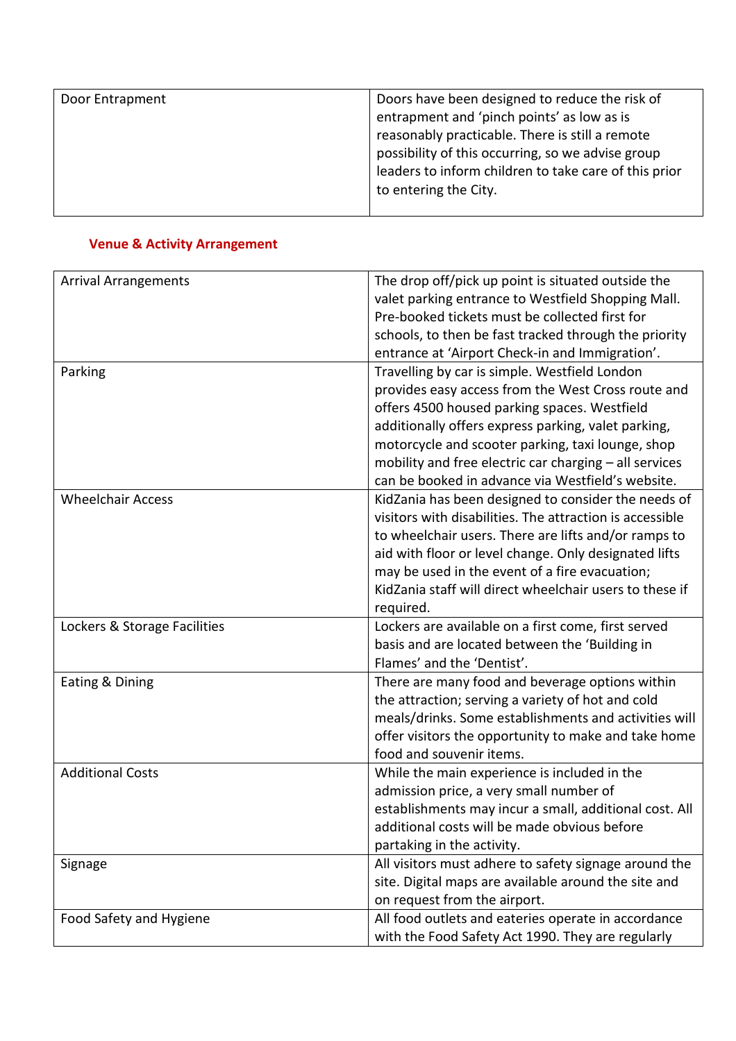| Door Entrapment | Doors have been designed to reduce the risk of entrapment and 'pinch points' as low as is reasonably practicable. There is still a remote possibility of this occurring, so we advise group leaders to inform children to take care of this prior to entering the City. |
|---|---|

## Venue & Activity Arrangement

| Arrival Arrangements | The drop off/pick up point is situated outside the valet parking entrance to Westfield Shopping Mall. Pre-booked tickets must be collected first for schools, to then be fast tracked through the priority entrance at 'Airport Check-in and Immigration'. |
|---|---|
| Parking | Travelling by car is simple. Westfield London provides easy access from the West Cross route and offers 4500 housed parking spaces. Westfield additionally offers express parking, valet parking, motorcycle and scooter parking, taxi lounge, shop mobility and free electric car charging – all services can be booked in advance via Westfield's website. |
| Wheelchair Access | KidZania has been designed to consider the needs of visitors with disabilities. The attraction is accessible to wheelchair users. There are lifts and/or ramps to aid with floor or level change. Only designated lifts may be used in the event of a fire evacuation; KidZania staff will direct wheelchair users to these if required. |
| Lockers & Storage Facilities | Lockers are available on a first come, first served basis and are located between the 'Building in Flames' and the 'Dentist'. |
| Eating & Dining | There are many food and beverage options within the attraction; serving a variety of hot and cold meals/drinks. Some establishments and activities will offer visitors the opportunity to make and take home food and souvenir items. |
| Additional Costs | While the main experience is included in the admission price, a very small number of establishments may incur a small, additional cost. All additional costs will be made obvious before partaking in the activity. |
| Signage | All visitors must adhere to safety signage around the site. Digital maps are available around the site and on request from the airport. |
| Food Safety and Hygiene | All food outlets and eateries operate in accordance with the Food Safety Act 1990. They are regularly |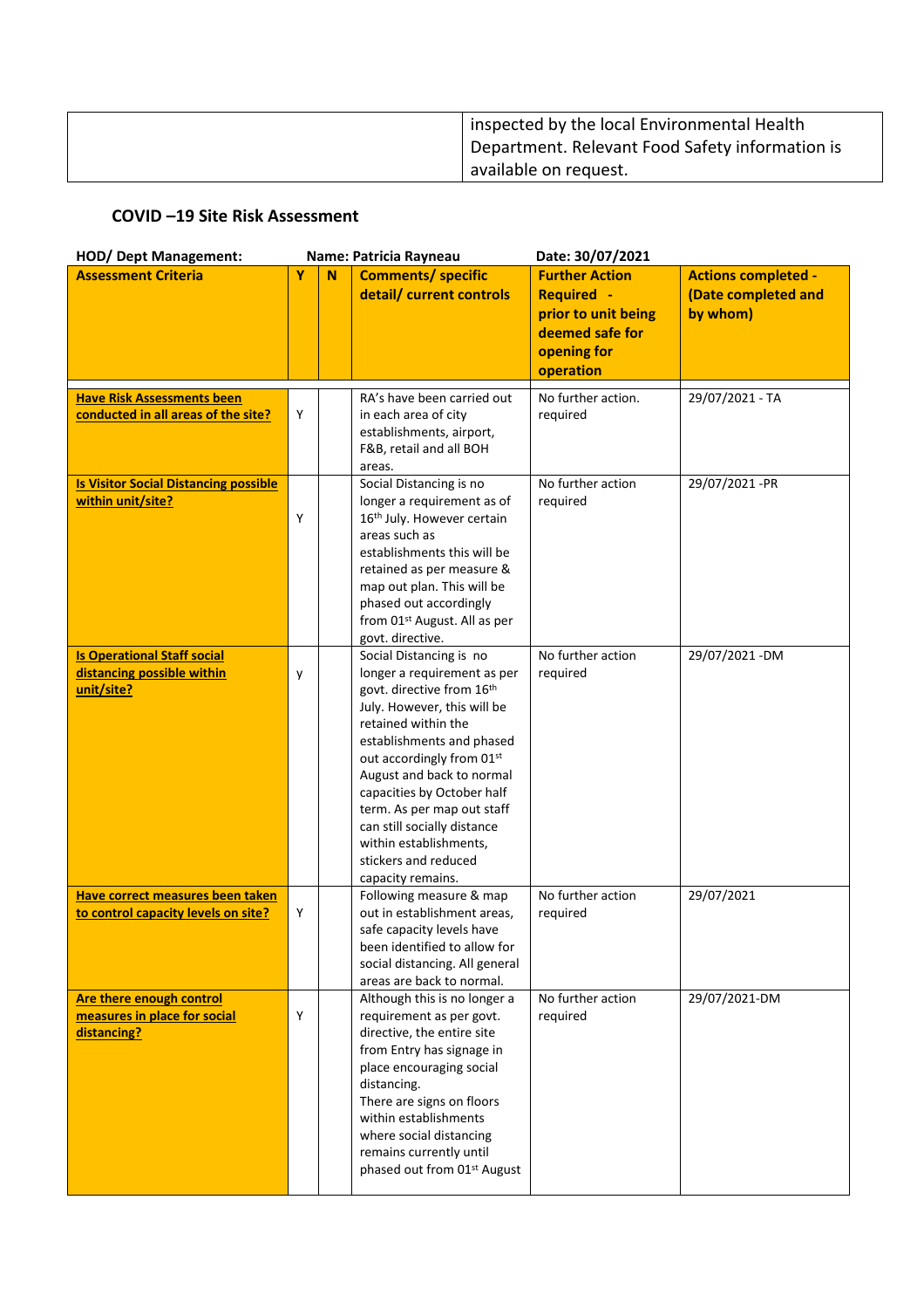|  | inspected by the local Environmental Health Department. Relevant Food Safety information is available on request. |
|---|---|

## COVID –19 Site Risk Assessment

| HOD/ Dept Management: | Name: Patricia Rayneau | | | Date: 30/07/2021 | |
|---|---|---|---|---|---|
| **Assessment Criteria** | **Y** | **N** | **Comments/ specific detail/ current controls** | **Further Action Required - prior to unit being deemed safe for opening for operation** | **Actions completed - (Date completed and by whom)** |
| **Have Risk Assessments been conducted in all areas of the site?** | Y | | RA's have been carried out in each area of city establishments, airport, F&B, retail and all BOH areas. | No further action. required | 29/07/2021 - TA |
| **Is Visitor Social Distancing possible within unit/site?** | Y | | Social Distancing is no longer a requirement as of 16th July. However certain areas such as establishments this will be retained as per measure & map out plan. This will be phased out accordingly from 01st August. All as per govt. directive. | No further action required | 29/07/2021 -PR |
| **Is Operational Staff social distancing possible within unit/site?** | y | | Social Distancing is no longer a requirement as per govt. directive from 16th July. However, this will be retained within the establishments and phased out accordingly from 01st August and back to normal capacities by October half term. As per map out staff can still socially distance within establishments, stickers and reduced capacity remains. | No further action required | 29/07/2021 -DM |
| **Have correct measures been taken to control capacity levels on site?** | Y | | Following measure & map out in establishment areas, safe capacity levels have been identified to allow for social distancing. All general areas are back to normal. | No further action required | 29/07/2021 |
| **Are there enough control measures in place for social distancing?** | Y | | Although this is no longer a requirement as per govt. directive, the entire site from Entry has signage in place encouraging social distancing.<br>There are signs on floors within establishments where social distancing remains currently until phased out from 01st August | No further action required | 29/07/2021-DM |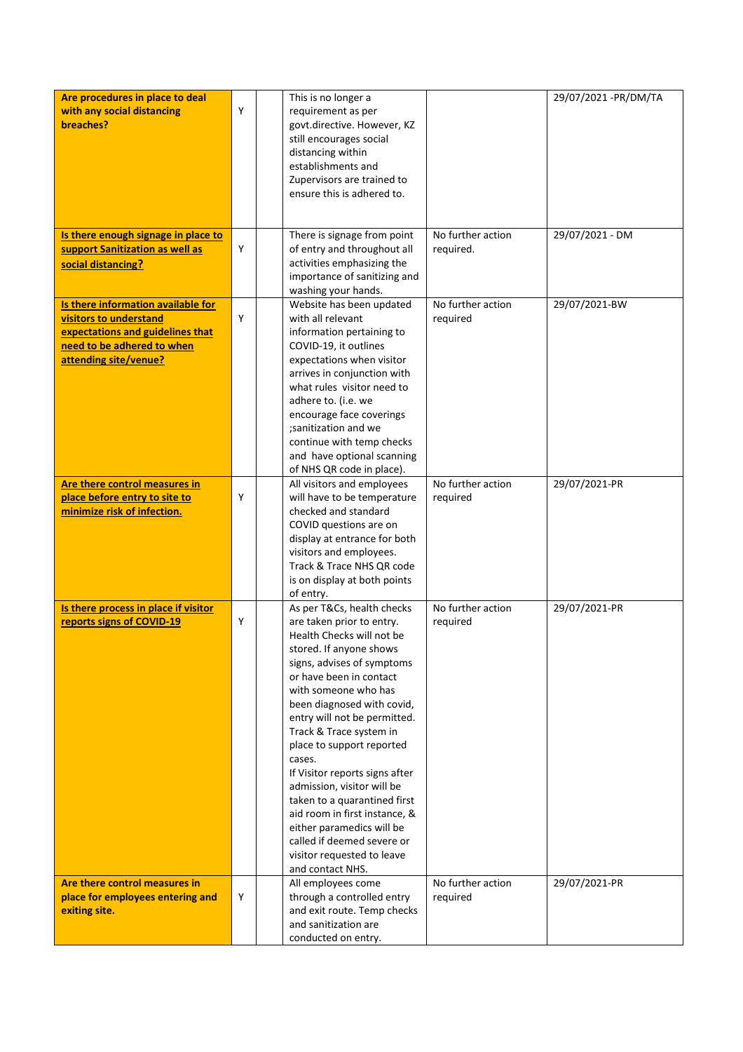| **Are procedures in place to deal with any social distancing breaches?** | Y | | This is no longer a requirement as per govt.directive. However, KZ still encourages social distancing within establishments and Zupervisors are trained to ensure this is adhered to. | | 29/07/2021 -PR/DM/TA |
|---|---|---|---|---|---|
| **Is there enough signage in place to support Sanitization as well as social distancing?** | Y | | There is signage from point of entry and throughout all activities emphasizing the importance of sanitizing and washing your hands. | No further action required. | 29/07/2021 - DM |
| **Is there information available for visitors to understand expectations and guidelines that need to be adhered to when attending site/venue?** | Y | | Website has been updated with all relevant information pertaining to COVID-19, it outlines expectations when visitor arrives in conjunction with what rules visitor need to adhere to. (i.e. we encourage face coverings ;sanitization and we continue with temp checks and have optional scanning of NHS QR code in place). | No further action required | 29/07/2021-BW |
| **Are there control measures in place before entry to site to minimize risk of infection.** | Y | | All visitors and employees will have to be temperature checked and standard COVID questions are on display at entrance for both visitors and employees. Track & Trace NHS QR code is on display at both points of entry. | No further action required | 29/07/2021-PR |
| **Is there process in place if visitor reports signs of COVID-19** | Y | | As per T&Cs, health checks are taken prior to entry. Health Checks will not be stored. If anyone shows signs, advises of symptoms or have been in contact with someone who has been diagnosed with covid, entry will not be permitted. Track & Trace system in place to support reported cases. If Visitor reports signs after admission, visitor will be taken to a quarantined first aid room in first instance, & either paramedics will be called if deemed severe or visitor requested to leave and contact NHS. | No further action required | 29/07/2021-PR |
| **Are there control measures in place for employees entering and exiting site.** | Y | | All employees come through a controlled entry and exit route. Temp checks and sanitization are conducted on entry. | No further action required | 29/07/2021-PR |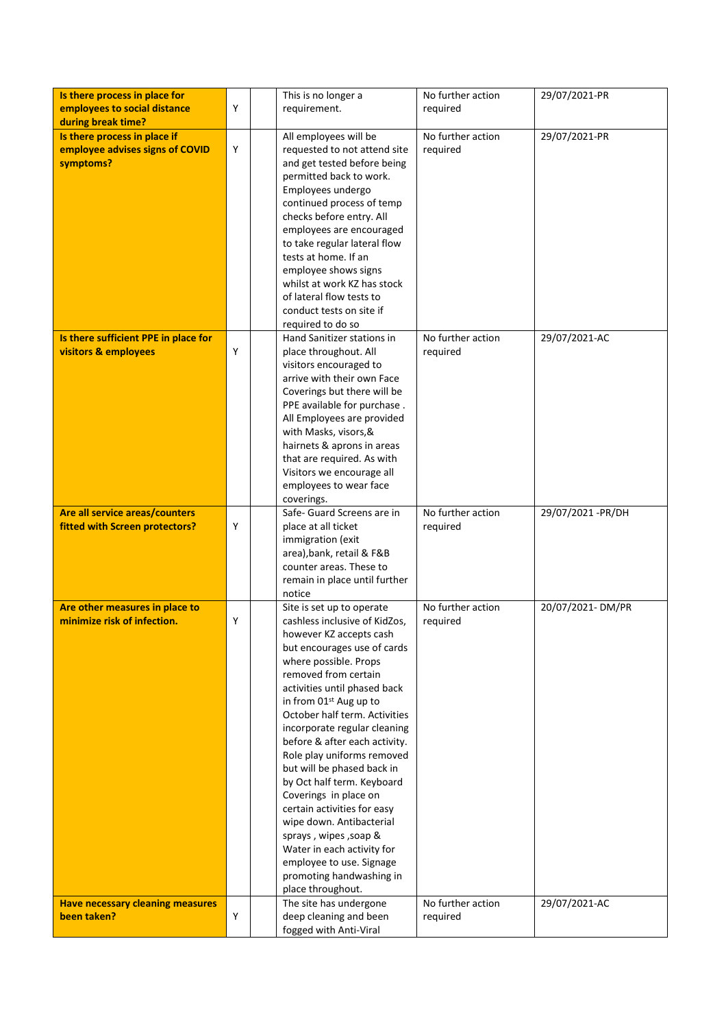| | | | | | |
|---|---|---|---|---|---|
| **Is there process in place for employees to social distance during break time?** | Y | | This is no longer a requirement. | No further action required | 29/07/2021-PR |
| **Is there process in place if employee advises signs of COVID symptoms?** | Y | | All employees will be requested to not attend site and get tested before being permitted back to work. Employees undergo continued process of temp checks before entry. All employees are encouraged to take regular lateral flow tests at home. If an employee shows signs whilst at work KZ has stock of lateral flow tests to conduct tests on site if required to do so | No further action required | 29/07/2021-PR |
| **Is there sufficient PPE in place for visitors & employees** | Y | | Hand Sanitizer stations in place throughout. All visitors encouraged to arrive with their own Face Coverings but there will be PPE available for purchase . All Employees are provided with Masks, visors,& hairnets & aprons in areas that are required. As with Visitors we encourage all employees to wear face coverings. | No further action required | 29/07/2021-AC |
| **Are all service areas/counters fitted with Screen protectors?** | Y | | Safe- Guard Screens are in place at all ticket immigration (exit area),bank, retail & F&B counter areas. These to remain in place until further notice | No further action required | 29/07/2021 -PR/DH |
| **Are other measures in place to minimize risk of infection.** | Y | | Site is set up to operate cashless inclusive of KidZos, however KZ accepts cash but encourages use of cards where possible. Props removed from certain activities until phased back in from 01st Aug up to October half term. Activities incorporate regular cleaning before & after each activity. Role play uniforms removed but will be phased back in by Oct half term. Keyboard Coverings in place on certain activities for easy wipe down. Antibacterial sprays , wipes ,soap & Water in each activity for employee to use. Signage promoting handwashing in place throughout. | No further action required | 20/07/2021- DM/PR |
| **Have necessary cleaning measures been taken?** | Y | | The site has undergone deep cleaning and been fogged with Anti-Viral | No further action required | 29/07/2021-AC |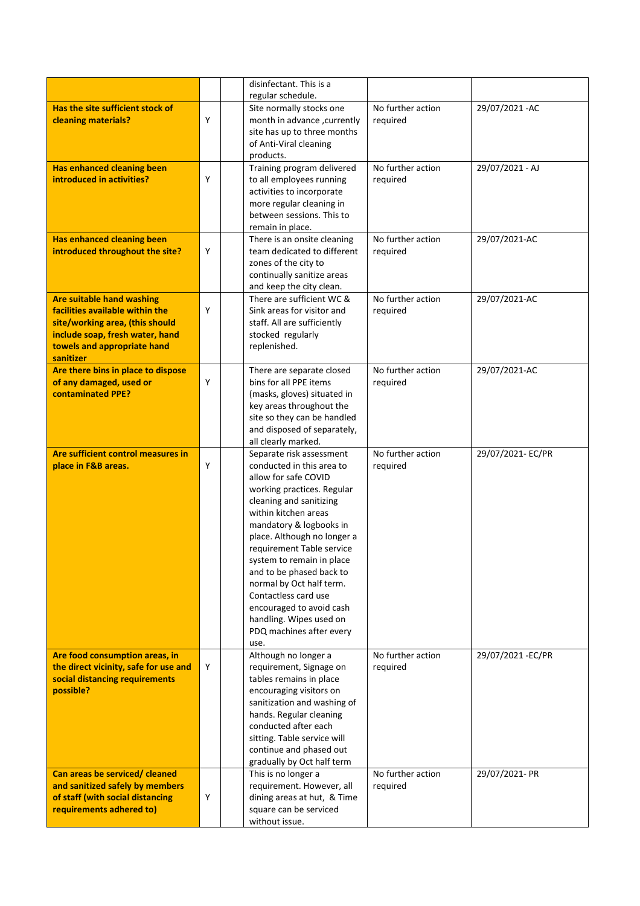| | | | | | |
|---|---|---|---|---|---|
| | | | disinfectant. This is a regular schedule. | | |
| **Has the site sufficient stock of cleaning materials?** | Y | | Site normally stocks one month in advance ,currently site has up to three months of Anti-Viral cleaning products. | No further action required | 29/07/2021 -AC |
| **Has enhanced cleaning been introduced in activities?** | Y | | Training program delivered to all employees running activities to incorporate more regular cleaning in between sessions. This to remain in place. | No further action required | 29/07/2021 - AJ |
| **Has enhanced cleaning been introduced throughout the site?** | Y | | There is an onsite cleaning team dedicated to different zones of the city to continually sanitize areas and keep the city clean. | No further action required | 29/07/2021-AC |
| **Are suitable hand washing facilities available within the site/working area, (this should include soap, fresh water, hand towels and appropriate hand sanitizer** | Y | | There are sufficient WC & Sink areas for visitor and staff. All are sufficiently stocked regularly replenished. | No further action required | 29/07/2021-AC |
| **Are there bins in place to dispose of any damaged, used or contaminated PPE?** | Y | | There are separate closed bins for all PPE items (masks, gloves) situated in key areas throughout the site so they can be handled and disposed of separately, all clearly marked. | No further action required | 29/07/2021-AC |
| **Are sufficient control measures in place in F&B areas.** | Y | | Separate risk assessment conducted in this area to allow for safe COVID working practices. Regular cleaning and sanitizing within kitchen areas mandatory & logbooks in place. Although no longer a requirement Table service system to remain in place and to be phased back to normal by Oct half term. Contactless card use encouraged to avoid cash handling. Wipes used on PDQ machines after every use. | No further action required | 29/07/2021- EC/PR |
| **Are food consumption areas, in the direct vicinity, safe for use and social distancing requirements possible?** | Y | | Although no longer a requirement, Signage on tables remains in place encouraging visitors on sanitization and washing of hands. Regular cleaning conducted after each sitting. Table service will continue and phased out gradually by Oct half term | No further action required | 29/07/2021 -EC/PR |
| **Can areas be serviced/ cleaned and sanitized safely by members of staff (with social distancing requirements adhered to)** | Y | | This is no longer a requirement. However, all dining areas at hut, & Time square can be serviced without issue. | No further action required | 29/07/2021- PR |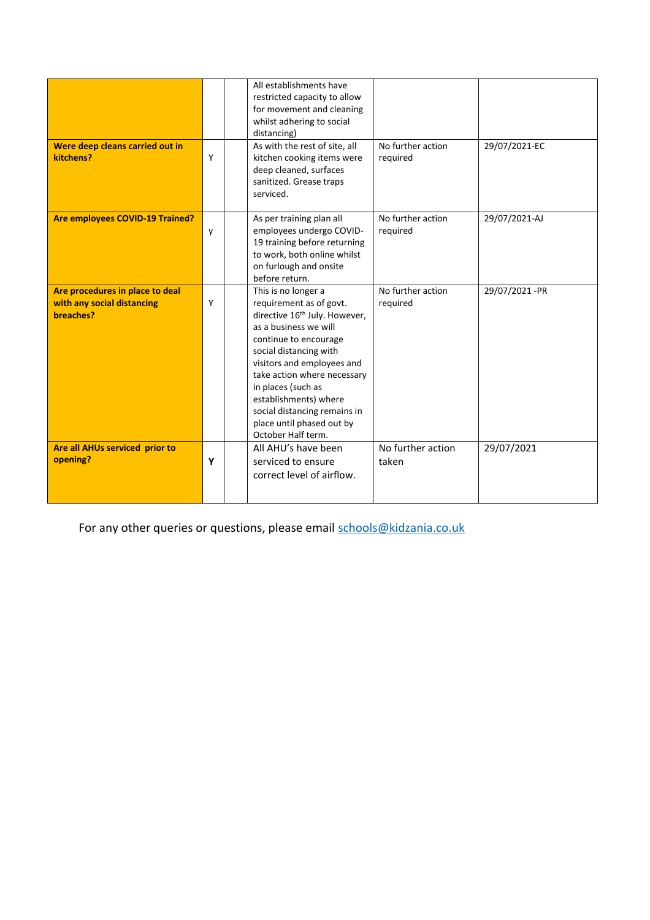| | | | | | |
|---|---|---|---|---|---|
| | | | All establishments have restricted capacity to allow for movement and cleaning whilst adhering to social distancing) | | |
| **Were deep cleans carried out in kitchens?** | Y | | As with the rest of site, all kitchen cooking items were deep cleaned, surfaces sanitized. Grease traps serviced. | No further action required | 29/07/2021-EC |
| **Are employees COVID-19 Trained?** | y | | As per training plan all employees undergo COVID-19 training before returning to work, both online whilst on furlough and onsite before return. | No further action required | 29/07/2021-AJ |
| **Are procedures in place to deal with any social distancing breaches?** | Y | | This is no longer a requirement as of govt. directive 16th July. However, as a business we will continue to encourage social distancing with visitors and employees and take action where necessary in places (such as establishments) where social distancing remains in place until phased out by October Half term. | No further action required | 29/07/2021 -PR |
| **Are all AHUs serviced prior to opening?** | **Y** | | All AHU's have been serviced to ensure correct level of airflow. | No further action taken | 29/07/2021 |

For any other queries or questions, please email schools@kidzania.co.uk